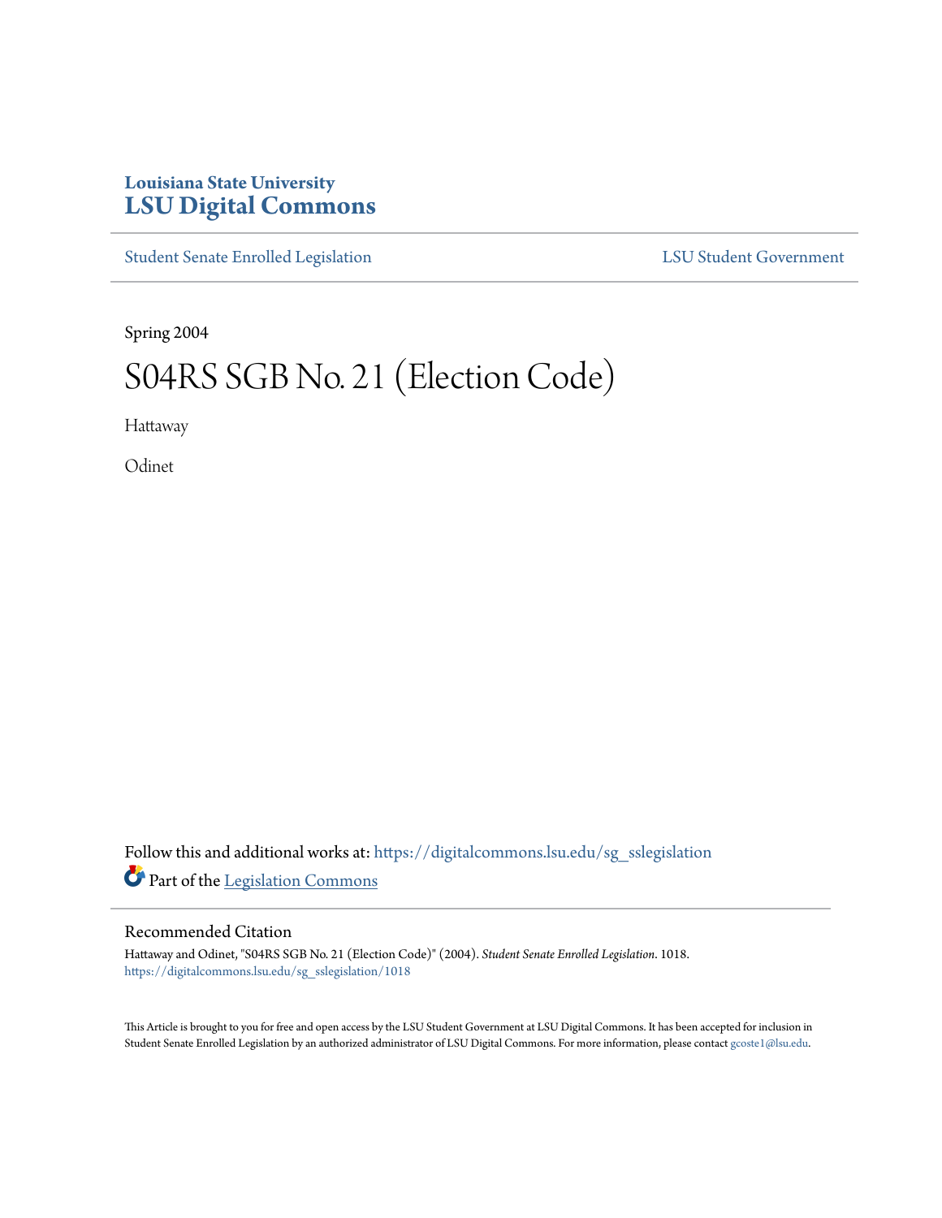Louisiana State University
# LSU Digital Commons

Student Senate Enrolled Legislation | LSU Student Government

Spring 2004

# S04RS SGB No. 21 (Election Code)

Hattaway

Odinet

Follow this and additional works at: https://digitalcommons.lsu.edu/sg_sslegislation

Part of the Legislation Commons

## Recommended Citation

Hattaway and Odinet, "S04RS SGB No. 21 (Election Code)" (2004). *Student Senate Enrolled Legislation*. 1018.
https://digitalcommons.lsu.edu/sg_sslegislation/1018

This Article is brought to you for free and open access by the LSU Student Government at LSU Digital Commons. It has been accepted for inclusion in Student Senate Enrolled Legislation by an authorized administrator of LSU Digital Commons. For more information, please contact gcoste1@lsu.edu.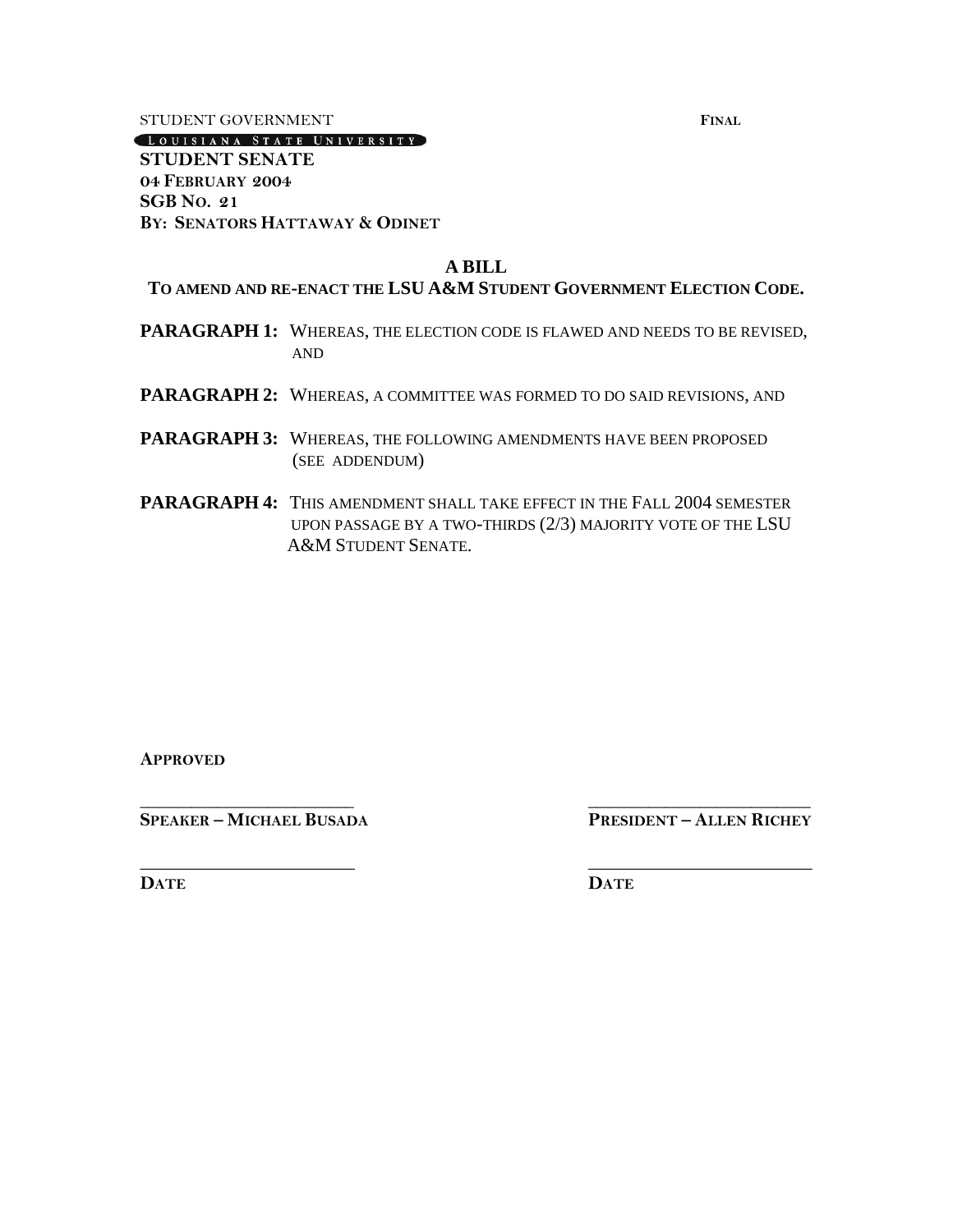STUDENT GOVERNMENT **FINAL**

LOUISIANA STATE UNIVERSITY

**STUDENT SENATE**
**04 FEBRUARY 2004**
**SGB NO. 21**
**BY: SENATORS HATTAWAY & ODINET**

## A BILL

### TO AMEND AND RE-ENACT THE LSU A&M STUDENT GOVERNMENT ELECTION CODE.

**PARAGRAPH 1:** WHEREAS, THE ELECTION CODE IS FLAWED AND NEEDS TO BE REVISED, AND

**PARAGRAPH 2:** WHEREAS, A COMMITTEE WAS FORMED TO DO SAID REVISIONS, AND

**PARAGRAPH 3:** WHEREAS, THE FOLLOWING AMENDMENTS HAVE BEEN PROPOSED (SEE ADDENDUM)

**PARAGRAPH 4:** THIS AMENDMENT SHALL TAKE EFFECT IN THE FALL 2004 SEMESTER UPON PASSAGE BY A TWO-THIRDS (2/3) MAJORITY VOTE OF THE LSU A&M STUDENT SENATE.

**APPROVED**

| | |
|---|---|
| ______________________ | ______________________ |
| **SPEAKER – MICHAEL BUSADA** | **PRESIDENT – ALLEN RICHEY** |
| ______________________ | ______________________ |
| **DATE** | **DATE** |